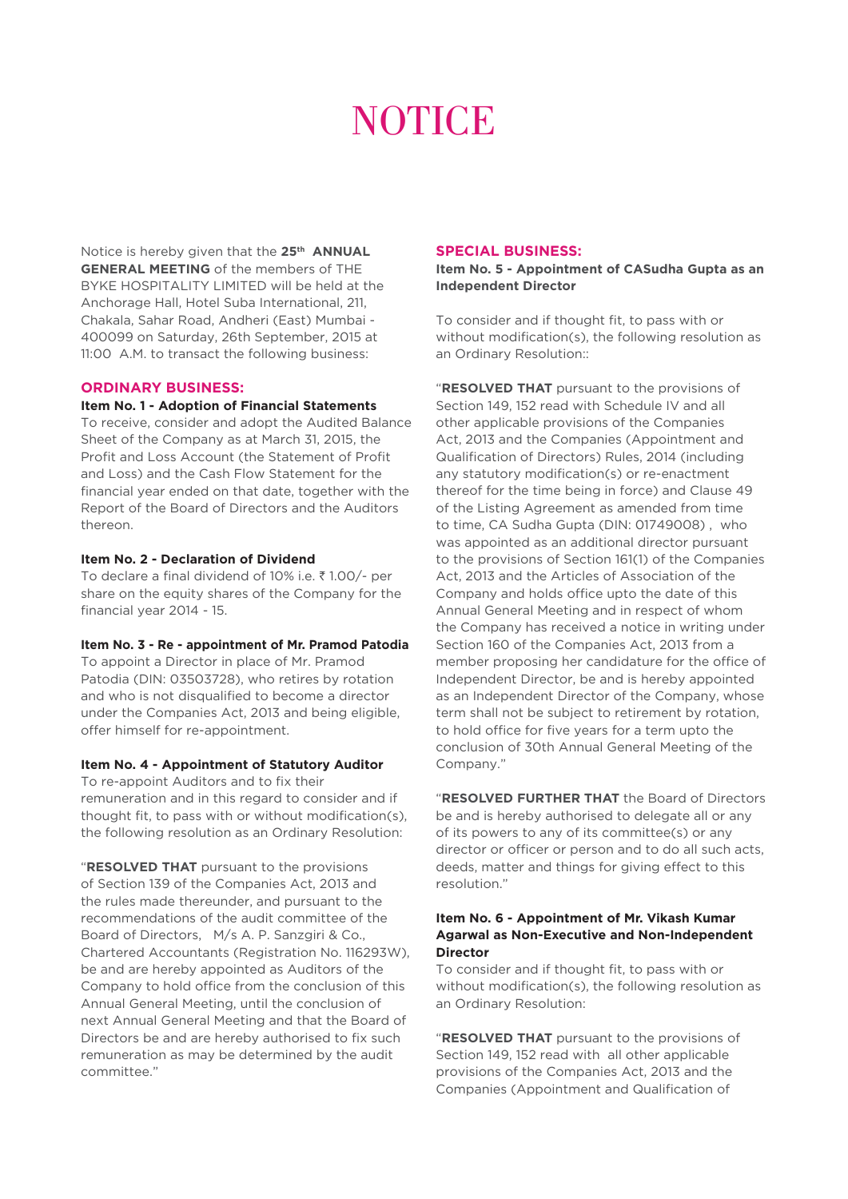# NOTICE

Notice is hereby given that the **25th ANNUAL GENERAL MEETING** of the members of THE BYKE HOSPITALITY LIMITED will be held at the Anchorage Hall, Hotel Suba International, 211, Chakala, Sahar Road, Andheri (East) Mumbai - 400099 on Saturday, 26th September, 2015 at 11:00 A.M. to transact the following business:

## ORDINARY BUSINESS:

**Item No. 1 - Adoption of Financial Statements**

To receive, consider and adopt the Audited Balance Sheet of the Company as at March 31, 2015, the Profit and Loss Account (the Statement of Profit and Loss) and the Cash Flow Statement for the financial year ended on that date, together with the Report of the Board of Directors and the Auditors thereon.

**Item No. 2 - Declaration of Dividend**

To declare a final dividend of 10% i.e. ₹ 1.00/- per share on the equity shares of the Company for the financial year 2014 - 15.

**Item No. 3 - Re - appointment of Mr. Pramod Patodia**

To appoint a Director in place of Mr. Pramod Patodia (DIN: 03503728), who retires by rotation and who is not disqualified to become a director under the Companies Act, 2013 and being eligible, offer himself for re-appointment.

**Item No. 4 - Appointment of Statutory Auditor**

To re-appoint Auditors and to fix their remuneration and in this regard to consider and if thought fit, to pass with or without modification(s), the following resolution as an Ordinary Resolution:

"**RESOLVED THAT** pursuant to the provisions of Section 139 of the Companies Act, 2013 and the rules made thereunder, and pursuant to the recommendations of the audit committee of the Board of Directors, M/s A. P. Sanzgiri & Co., Chartered Accountants (Registration No. 116293W), be and are hereby appointed as Auditors of the Company to hold office from the conclusion of this Annual General Meeting, until the conclusion of next Annual General Meeting and that the Board of Directors be and are hereby authorised to fix such remuneration as may be determined by the audit committee."

## SPECIAL BUSINESS:

**Item No. 5 - Appointment of CASudha Gupta as an Independent Director**

To consider and if thought fit, to pass with or without modification(s), the following resolution as an Ordinary Resolution::

"**RESOLVED THAT** pursuant to the provisions of Section 149, 152 read with Schedule IV and all other applicable provisions of the Companies Act, 2013 and the Companies (Appointment and Qualification of Directors) Rules, 2014 (including any statutory modification(s) or re-enactment thereof for the time being in force) and Clause 49 of the Listing Agreement as amended from time to time, CA Sudha Gupta (DIN: 01749008) , who was appointed as an additional director pursuant to the provisions of Section 161(1) of the Companies Act, 2013 and the Articles of Association of the Company and holds office upto the date of this Annual General Meeting and in respect of whom the Company has received a notice in writing under Section 160 of the Companies Act, 2013 from a member proposing her candidature for the office of Independent Director, be and is hereby appointed as an Independent Director of the Company, whose term shall not be subject to retirement by rotation, to hold office for five years for a term upto the conclusion of 30th Annual General Meeting of the Company."

"**RESOLVED FURTHER THAT** the Board of Directors be and is hereby authorised to delegate all or any of its powers to any of its committee(s) or any director or officer or person and to do all such acts, deeds, matter and things for giving effect to this resolution."

**Item No. 6 - Appointment of Mr. Vikash Kumar Agarwal as Non-Executive and Non-Independent Director**

To consider and if thought fit, to pass with or without modification(s), the following resolution as an Ordinary Resolution:

"**RESOLVED THAT** pursuant to the provisions of Section 149, 152 read with all other applicable provisions of the Companies Act, 2013 and the Companies (Appointment and Qualification of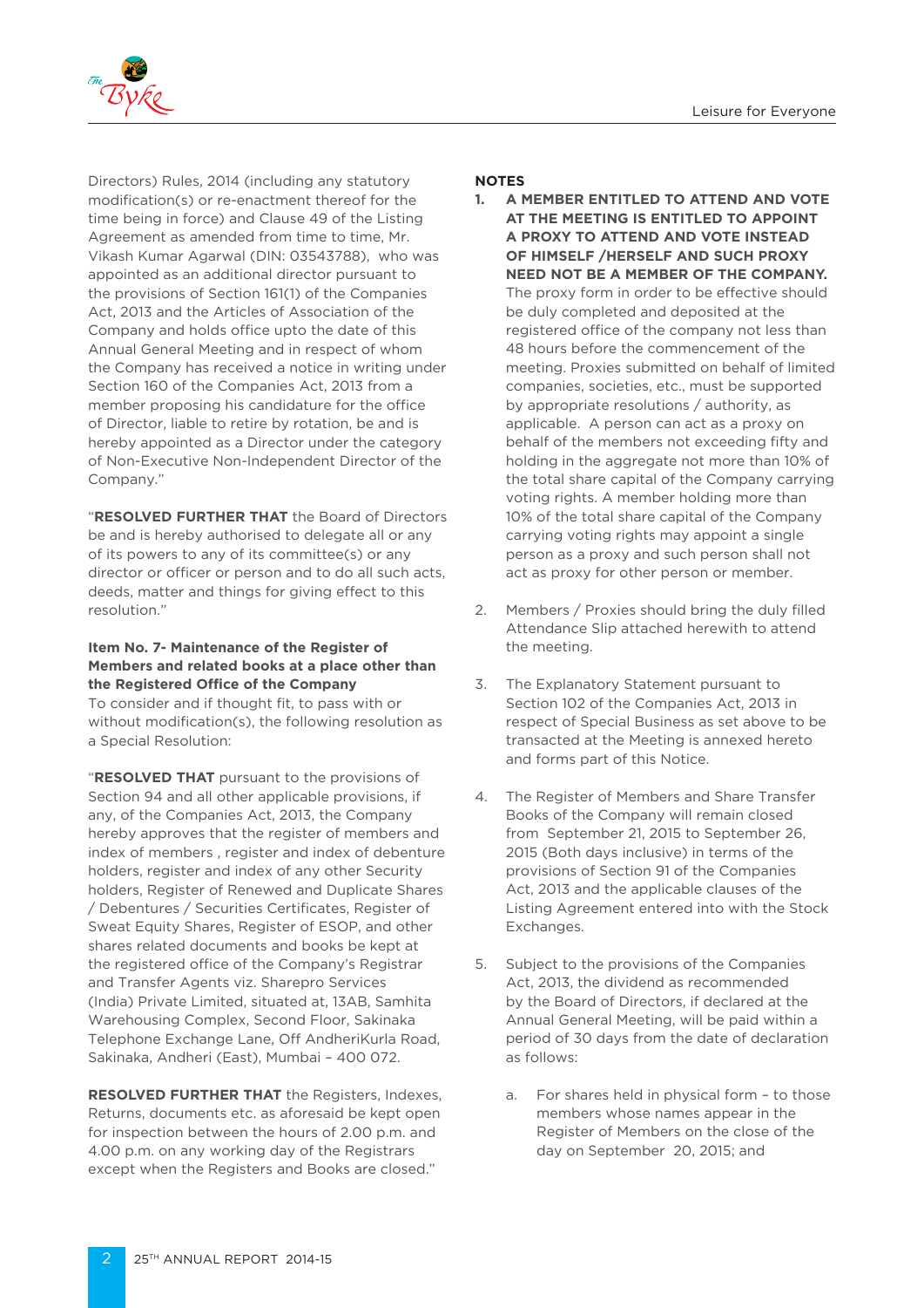Directors) Rules, 2014 (including any statutory modification(s) or re-enactment thereof for the time being in force) and Clause 49 of the Listing Agreement as amended from time to time, Mr. Vikash Kumar Agarwal (DIN: 03543788), who was appointed as an additional director pursuant to the provisions of Section 161(1) of the Companies Act, 2013 and the Articles of Association of the Company and holds office upto the date of this Annual General Meeting and in respect of whom the Company has received a notice in writing under Section 160 of the Companies Act, 2013 from a member proposing his candidature for the office of Director, liable to retire by rotation, be and is hereby appointed as a Director under the category of Non-Executive Non-Independent Director of the Company."

"**RESOLVED FURTHER THAT** the Board of Directors be and is hereby authorised to delegate all or any of its powers to any of its committee(s) or any director or officer or person and to do all such acts, deeds, matter and things for giving effect to this resolution."

**Item No. 7- Maintenance of the Register of Members and related books at a place other than the Registered Office of the Company**

To consider and if thought fit, to pass with or without modification(s), the following resolution as a Special Resolution:

"**RESOLVED THAT** pursuant to the provisions of Section 94 and all other applicable provisions, if any, of the Companies Act, 2013, the Company hereby approves that the register of members and index of members , register and index of debenture holders, register and index of any other Security holders, Register of Renewed and Duplicate Shares / Debentures / Securities Certificates, Register of Sweat Equity Shares, Register of ESOP, and other shares related documents and books be kept at the registered office of the Company's Registrar and Transfer Agents viz. Sharepro Services (India) Private Limited, situated at, 13AB, Samhita Warehousing Complex, Second Floor, Sakinaka Telephone Exchange Lane, Off AndheriKurla Road, Sakinaka, Andheri (East), Mumbai – 400 072.

**RESOLVED FURTHER THAT** the Registers, Indexes, Returns, documents etc. as aforesaid be kept open for inspection between the hours of 2.00 p.m. and 4.00 p.m. on any working day of the Registrars except when the Registers and Books are closed."

**NOTES**

1. **A MEMBER ENTITLED TO ATTEND AND VOTE AT THE MEETING IS ENTITLED TO APPOINT A PROXY TO ATTEND AND VOTE INSTEAD OF HIMSELF /HERSELF AND SUCH PROXY NEED NOT BE A MEMBER OF THE COMPANY.** The proxy form in order to be effective should be duly completed and deposited at the registered office of the company not less than 48 hours before the commencement of the meeting. Proxies submitted on behalf of limited companies, societies, etc., must be supported by appropriate resolutions / authority, as applicable. A person can act as a proxy on behalf of the members not exceeding fifty and holding in the aggregate not more than 10% of the total share capital of the Company carrying voting rights. A member holding more than 10% of the total share capital of the Company carrying voting rights may appoint a single person as a proxy and such person shall not act as proxy for other person or member.

2. Members / Proxies should bring the duly filled Attendance Slip attached herewith to attend the meeting.

3. The Explanatory Statement pursuant to Section 102 of the Companies Act, 2013 in respect of Special Business as set above to be transacted at the Meeting is annexed hereto and forms part of this Notice.

4. The Register of Members and Share Transfer Books of the Company will remain closed from September 21, 2015 to September 26, 2015 (Both days inclusive) in terms of the provisions of Section 91 of the Companies Act, 2013 and the applicable clauses of the Listing Agreement entered into with the Stock Exchanges.

5. Subject to the provisions of the Companies Act, 2013, the dividend as recommended by the Board of Directors, if declared at the Annual General Meeting, will be paid within a period of 30 days from the date of declaration as follows:

   a. For shares held in physical form – to those members whose names appear in the Register of Members on the close of the day on September 20, 2015; and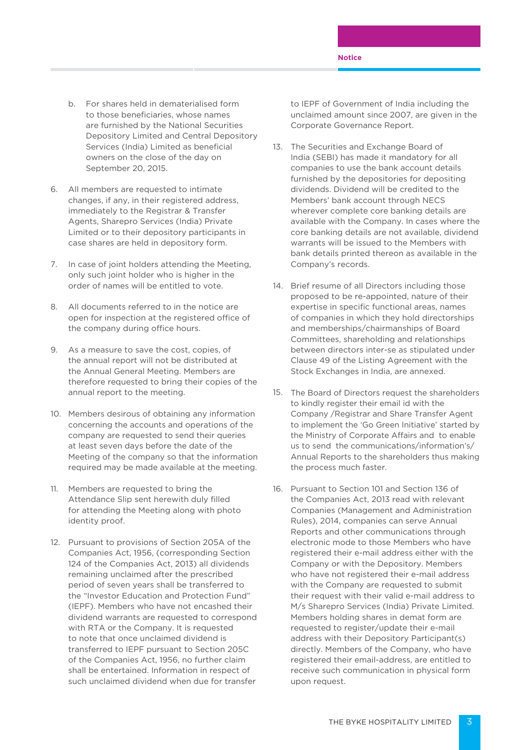b. For shares held in dematerialised form to those beneficiaries, whose names are furnished by the National Securities Depository Limited and Central Depository Services (India) Limited as beneficial owners on the close of the day on September 20, 2015.

6. All members are requested to intimate changes, if any, in their registered address, immediately to the Registrar & Transfer Agents, Sharepro Services (India) Private Limited or to their depository participants in case shares are held in depository form.

7. In case of joint holders attending the Meeting, only such joint holder who is higher in the order of names will be entitled to vote.

8. All documents referred to in the notice are open for inspection at the registered office of the company during office hours.

9. As a measure to save the cost, copies, of the annual report will not be distributed at the Annual General Meeting. Members are therefore requested to bring their copies of the annual report to the meeting.

10. Members desirous of obtaining any information concerning the accounts and operations of the company are requested to send their queries at least seven days before the date of the Meeting of the company so that the information required may be made available at the meeting.

11. Members are requested to bring the Attendance Slip sent herewith duly filled for attending the Meeting along with photo identity proof.

12. Pursuant to provisions of Section 205A of the Companies Act, 1956, (corresponding Section 124 of the Companies Act, 2013) all dividends remaining unclaimed after the prescribed period of seven years shall be transferred to the "Investor Education and Protection Fund" (IEPF). Members who have not encashed their dividend warrants are requested to correspond with RTA or the Company. It is requested to note that once unclaimed dividend is transferred to IEPF pursuant to Section 205C of the Companies Act, 1956, no further claim shall be entertained. Information in respect of such unclaimed dividend when due for transfer to IEPF of Government of India including the unclaimed amount since 2007, are given in the Corporate Governance Report.

13. The Securities and Exchange Board of India (SEBI) has made it mandatory for all companies to use the bank account details furnished by the depositories for depositing dividends. Dividend will be credited to the Members' bank account through NECS wherever complete core banking details are available with the Company. In cases where the core banking details are not available, dividend warrants will be issued to the Members with bank details printed thereon as available in the Company's records.

14. Brief resume of all Directors including those proposed to be re-appointed, nature of their expertise in specific functional areas, names of companies in which they hold directorships and memberships/chairmanships of Board Committees, shareholding and relationships between directors inter-se as stipulated under Clause 49 of the Listing Agreement with the Stock Exchanges in India, are annexed.

15. The Board of Directors request the shareholders to kindly register their email id with the Company /Registrar and Share Transfer Agent to implement the 'Go Green Initiative' started by the Ministry of Corporate Affairs and to enable us to send the communications/information's/ Annual Reports to the shareholders thus making the process much faster.

16. Pursuant to Section 101 and Section 136 of the Companies Act, 2013 read with relevant Companies (Management and Administration Rules), 2014, companies can serve Annual Reports and other communications through electronic mode to those Members who have registered their e-mail address either with the Company or with the Depository. Members who have not registered their e-mail address with the Company are requested to submit their request with their valid e-mail address to M/s Sharepro Services (India) Private Limited. Members holding shares in demat form are requested to register/update their e-mail address with their Depository Participant(s) directly. Members of the Company, who have registered their email-address, are entitled to receive such communication in physical form upon request.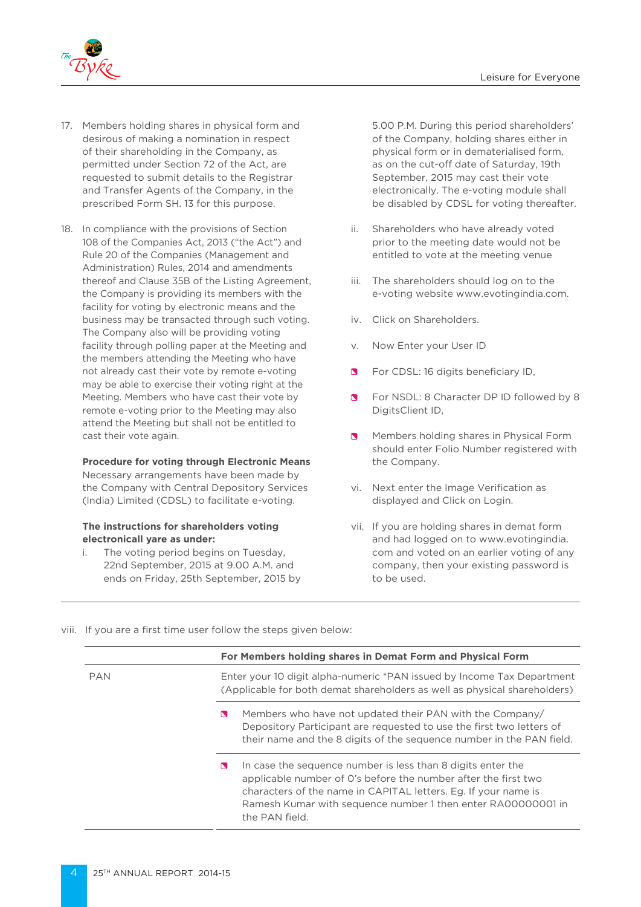17. Members holding shares in physical form and desirous of making a nomination in respect of their shareholding in the Company, as permitted under Section 72 of the Act, are requested to submit details to the Registrar and Transfer Agents of the Company, in the prescribed Form SH. 13 for this purpose.

18. In compliance with the provisions of Section 108 of the Companies Act, 2013 ("the Act") and Rule 20 of the Companies (Management and Administration) Rules, 2014 and amendments thereof and Clause 35B of the Listing Agreement, the Company is providing its members with the facility for voting by electronic means and the business may be transacted through such voting. The Company also will be providing voting facility through polling paper at the Meeting and the members attending the Meeting who have not already cast their vote by remote e-voting may be able to exercise their voting right at the Meeting. Members who have cast their vote by remote e-voting prior to the Meeting may also attend the Meeting but shall not be entitled to cast their vote again.

**Procedure for voting through Electronic Means**
Necessary arrangements have been made by the Company with Central Depository Services (India) Limited (CDSL) to facilitate e-voting.

**The instructions for shareholders voting electronicall yare as under:**

i. The voting period begins on Tuesday, 22nd September, 2015 at 9.00 A.M. and ends on Friday, 25th September, 2015 by 5.00 P.M. During this period shareholders' of the Company, holding shares either in physical form or in dematerialised form, as on the cut-off date of Saturday, 19th September, 2015 may cast their vote electronically. The e-voting module shall be disabled by CDSL for voting thereafter.

ii. Shareholders who have already voted prior to the meeting date would not be entitled to vote at the meeting venue

iii. The shareholders should log on to the e-voting website www.evotingindia.com.

iv. Click on Shareholders.

v. Now Enter your User ID

- For CDSL: 16 digits beneficiary ID,
- For NSDL: 8 Character DP ID followed by 8 DigitsClient ID,
- Members holding shares in Physical Form should enter Folio Number registered with the Company.

vi. Next enter the Image Verification as displayed and Click on Login.

vii. If you are holding shares in demat form and had logged on to www.evotingindia.com and voted on an earlier voting of any company, then your existing password is to be used.

viii. If you are a first time user follow the steps given below:

| | For Members holding shares in Demat Form and Physical Form |
|---|---|
| PAN | Enter your 10 digit alpha-numeric *PAN issued by Income Tax Department (Applicable for both demat shareholders as well as physical shareholders) |
| | • Members who have not updated their PAN with the Company/ Depository Participant are requested to use the first two letters of their name and the 8 digits of the sequence number in the PAN field. |
| | • In case the sequence number is less than 8 digits enter the applicable number of 0's before the number after the first two characters of the name in CAPITAL letters. Eg. If your name is Ramesh Kumar with sequence number 1 then enter RA00000001 in the PAN field. |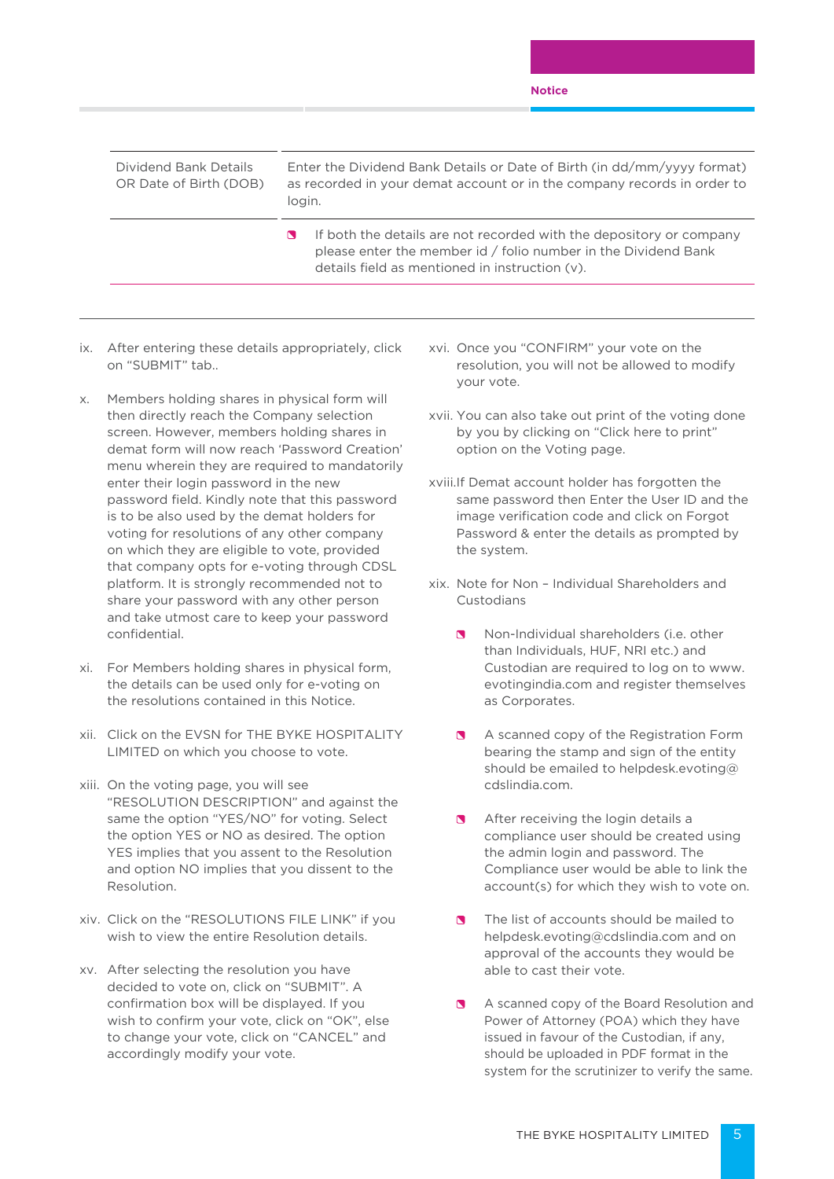| | |
|---|---|
| Dividend Bank Details OR Date of Birth (DOB) | Enter the Dividend Bank Details or Date of Birth (in dd/mm/yyyy format) as recorded in your demat account or in the company records in order to login. |
| | - If both the details are not recorded with the depository or company please enter the member id / folio number in the Dividend Bank details field as mentioned in instruction (v). |

ix. After entering these details appropriately, click on "SUBMIT" tab..

x. Members holding shares in physical form will then directly reach the Company selection screen. However, members holding shares in demat form will now reach 'Password Creation' menu wherein they are required to mandatorily enter their login password in the new password field. Kindly note that this password is to be also used by the demat holders for voting for resolutions of any other company on which they are eligible to vote, provided that company opts for e-voting through CDSL platform. It is strongly recommended not to share your password with any other person and take utmost care to keep your password confidential.

xi. For Members holding shares in physical form, the details can be used only for e-voting on the resolutions contained in this Notice.

xii. Click on the EVSN for THE BYKE HOSPITALITY LIMITED on which you choose to vote.

xiii. On the voting page, you will see "RESOLUTION DESCRIPTION" and against the same the option "YES/NO" for voting. Select the option YES or NO as desired. The option YES implies that you assent to the Resolution and option NO implies that you dissent to the Resolution.

xiv. Click on the "RESOLUTIONS FILE LINK" if you wish to view the entire Resolution details.

xv. After selecting the resolution you have decided to vote on, click on "SUBMIT". A confirmation box will be displayed. If you wish to confirm your vote, click on "OK", else to change your vote, click on "CANCEL" and accordingly modify your vote.

xvi. Once you "CONFIRM" your vote on the resolution, you will not be allowed to modify your vote.

xvii. You can also take out print of the voting done by you by clicking on "Click here to print" option on the Voting page.

xviii. If Demat account holder has forgotten the same password then Enter the User ID and the image verification code and click on Forgot Password & enter the details as prompted by the system.

xix. Note for Non – Individual Shareholders and Custodians

- Non-Individual shareholders (i.e. other than Individuals, HUF, NRI etc.) and Custodian are required to log on to www.evotingindia.com and register themselves as Corporates.
- A scanned copy of the Registration Form bearing the stamp and sign of the entity should be emailed to helpdesk.evoting@cdslindia.com.
- After receiving the login details a compliance user should be created using the admin login and password. The Compliance user would be able to link the account(s) for which they wish to vote on.
- The list of accounts should be mailed to helpdesk.evoting@cdslindia.com and on approval of the accounts they would be able to cast their vote.
- A scanned copy of the Board Resolution and Power of Attorney (POA) which they have issued in favour of the Custodian, if any, should be uploaded in PDF format in the system for the scrutinizer to verify the same.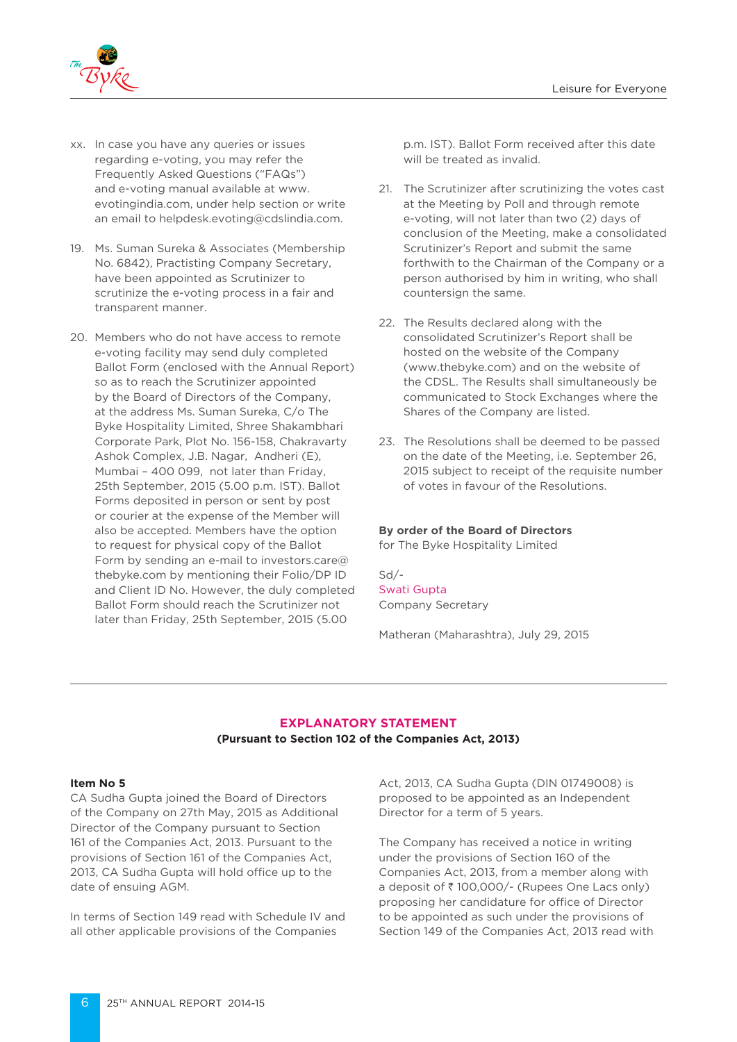xx. In case you have any queries or issues regarding e-voting, you may refer the Frequently Asked Questions ("FAQs") and e-voting manual available at www.evotingindia.com, under help section or write an email to helpdesk.evoting@cdslindia.com.

19. Ms. Suman Sureka & Associates (Membership No. 6842), Practisting Company Secretary, have been appointed as Scrutinizer to scrutinize the e-voting process in a fair and transparent manner.

20. Members who do not have access to remote e-voting facility may send duly completed Ballot Form (enclosed with the Annual Report) so as to reach the Scrutinizer appointed by the Board of Directors of the Company, at the address Ms. Suman Sureka, C/o The Byke Hospitality Limited, Shree Shakambhari Corporate Park, Plot No. 156-158, Chakravarty Ashok Complex, J.B. Nagar, Andheri (E), Mumbai – 400 099, not later than Friday, 25th September, 2015 (5.00 p.m. IST). Ballot Forms deposited in person or sent by post or courier at the expense of the Member will also be accepted. Members have the option to request for physical copy of the Ballot Form by sending an e-mail to investors.care@thebyke.com by mentioning their Folio/DP ID and Client ID No. However, the duly completed Ballot Form should reach the Scrutinizer not later than Friday, 25th September, 2015 (5.00 p.m. IST). Ballot Form received after this date will be treated as invalid.

21. The Scrutinizer after scrutinizing the votes cast at the Meeting by Poll and through remote e-voting, will not later than two (2) days of conclusion of the Meeting, make a consolidated Scrutinizer's Report and submit the same forthwith to the Chairman of the Company or a person authorised by him in writing, who shall countersign the same.

22. The Results declared along with the consolidated Scrutinizer's Report shall be hosted on the website of the Company (www.thebyke.com) and on the website of the CDSL. The Results shall simultaneously be communicated to Stock Exchanges where the Shares of the Company are listed.

23. The Resolutions shall be deemed to be passed on the date of the Meeting, i.e. September 26, 2015 subject to receipt of the requisite number of votes in favour of the Resolutions.

**By order of the Board of Directors**
for The Byke Hospitality Limited

Sd/-
Swati Gupta
Company Secretary

Matheran (Maharashtra), July 29, 2015

## EXPLANATORY STATEMENT

**(Pursuant to Section 102 of the Companies Act, 2013)**

**Item No 5**

CA Sudha Gupta joined the Board of Directors of the Company on 27th May, 2015 as Additional Director of the Company pursuant to Section 161 of the Companies Act, 2013. Pursuant to the provisions of Section 161 of the Companies Act, 2013, CA Sudha Gupta will hold office up to the date of ensuing AGM.

In terms of Section 149 read with Schedule IV and all other applicable provisions of the Companies Act, 2013, CA Sudha Gupta (DIN 01749008) is proposed to be appointed as an Independent Director for a term of 5 years.

The Company has received a notice in writing under the provisions of Section 160 of the Companies Act, 2013, from a member along with a deposit of ₹ 100,000/- (Rupees One Lacs only) proposing her candidature for office of Director to be appointed as such under the provisions of Section 149 of the Companies Act, 2013 read with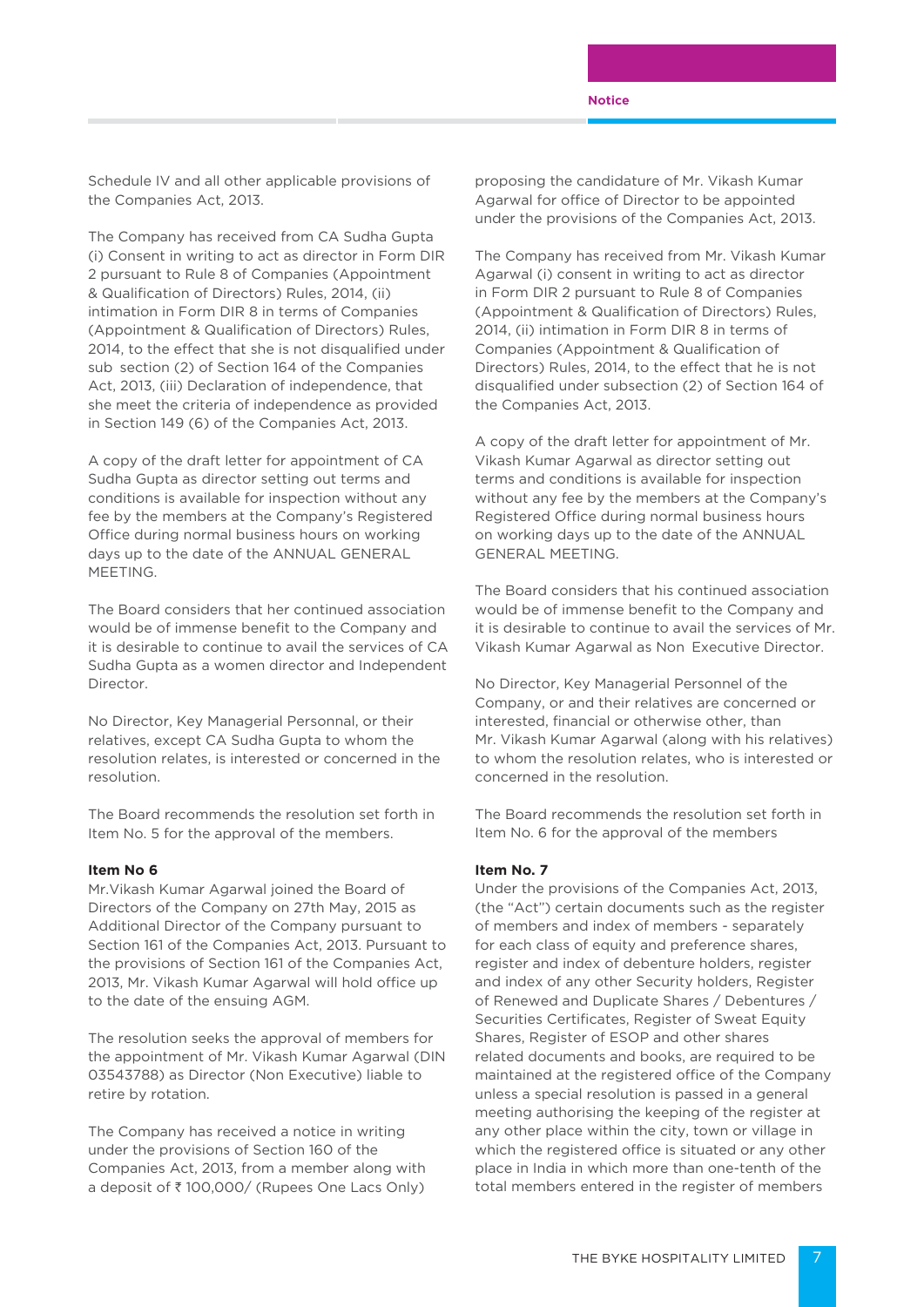Schedule IV and all other applicable provisions of the Companies Act, 2013.

The Company has received from CA Sudha Gupta (i) Consent in writing to act as director in Form DIR 2 pursuant to Rule 8 of Companies (Appointment & Qualification of Directors) Rules, 2014, (ii) intimation in Form DIR 8 in terms of Companies (Appointment & Qualification of Directors) Rules, 2014, to the effect that she is not disqualified under sub section (2) of Section 164 of the Companies Act, 2013, (iii) Declaration of independence, that she meet the criteria of independence as provided in Section 149 (6) of the Companies Act, 2013.

A copy of the draft letter for appointment of CA Sudha Gupta as director setting out terms and conditions is available for inspection without any fee by the members at the Company's Registered Office during normal business hours on working days up to the date of the ANNUAL GENERAL MEETING.

The Board considers that her continued association would be of immense benefit to the Company and it is desirable to continue to avail the services of CA Sudha Gupta as a women director and Independent Director.

No Director, Key Managerial Personnal, or their relatives, except CA Sudha Gupta to whom the resolution relates, is interested or concerned in the resolution.

The Board recommends the resolution set forth in Item No. 5 for the approval of the members.

**Item No 6**

Mr.Vikash Kumar Agarwal joined the Board of Directors of the Company on 27th May, 2015 as Additional Director of the Company pursuant to Section 161 of the Companies Act, 2013. Pursuant to the provisions of Section 161 of the Companies Act, 2013, Mr. Vikash Kumar Agarwal will hold office up to the date of the ensuing AGM.

The resolution seeks the approval of members for the appointment of Mr. Vikash Kumar Agarwal (DIN 03543788) as Director (Non Executive) liable to retire by rotation.

The Company has received a notice in writing under the provisions of Section 160 of the Companies Act, 2013, from a member along with a deposit of ₹ 100,000/ (Rupees One Lacs Only) proposing the candidature of Mr. Vikash Kumar Agarwal for office of Director to be appointed under the provisions of the Companies Act, 2013.

The Company has received from Mr. Vikash Kumar Agarwal (i) consent in writing to act as director in Form DIR 2 pursuant to Rule 8 of Companies (Appointment & Qualification of Directors) Rules, 2014, (ii) intimation in Form DIR 8 in terms of Companies (Appointment & Qualification of Directors) Rules, 2014, to the effect that he is not disqualified under subsection (2) of Section 164 of the Companies Act, 2013.

A copy of the draft letter for appointment of Mr. Vikash Kumar Agarwal as director setting out terms and conditions is available for inspection without any fee by the members at the Company's Registered Office during normal business hours on working days up to the date of the ANNUAL GENERAL MEETING.

The Board considers that his continued association would be of immense benefit to the Company and it is desirable to continue to avail the services of Mr. Vikash Kumar Agarwal as Non Executive Director.

No Director, Key Managerial Personnel of the Company, or and their relatives are concerned or interested, financial or otherwise other, than Mr. Vikash Kumar Agarwal (along with his relatives) to whom the resolution relates, who is interested or concerned in the resolution.

The Board recommends the resolution set forth in Item No. 6 for the approval of the members

**Item No. 7**

Under the provisions of the Companies Act, 2013, (the "Act") certain documents such as the register of members and index of members - separately for each class of equity and preference shares, register and index of debenture holders, register and index of any other Security holders, Register of Renewed and Duplicate Shares / Debentures / Securities Certificates, Register of Sweat Equity Shares, Register of ESOP and other shares related documents and books, are required to be maintained at the registered office of the Company unless a special resolution is passed in a general meeting authorising the keeping of the register at any other place within the city, town or village in which the registered office is situated or any other place in India in which more than one-tenth of the total members entered in the register of members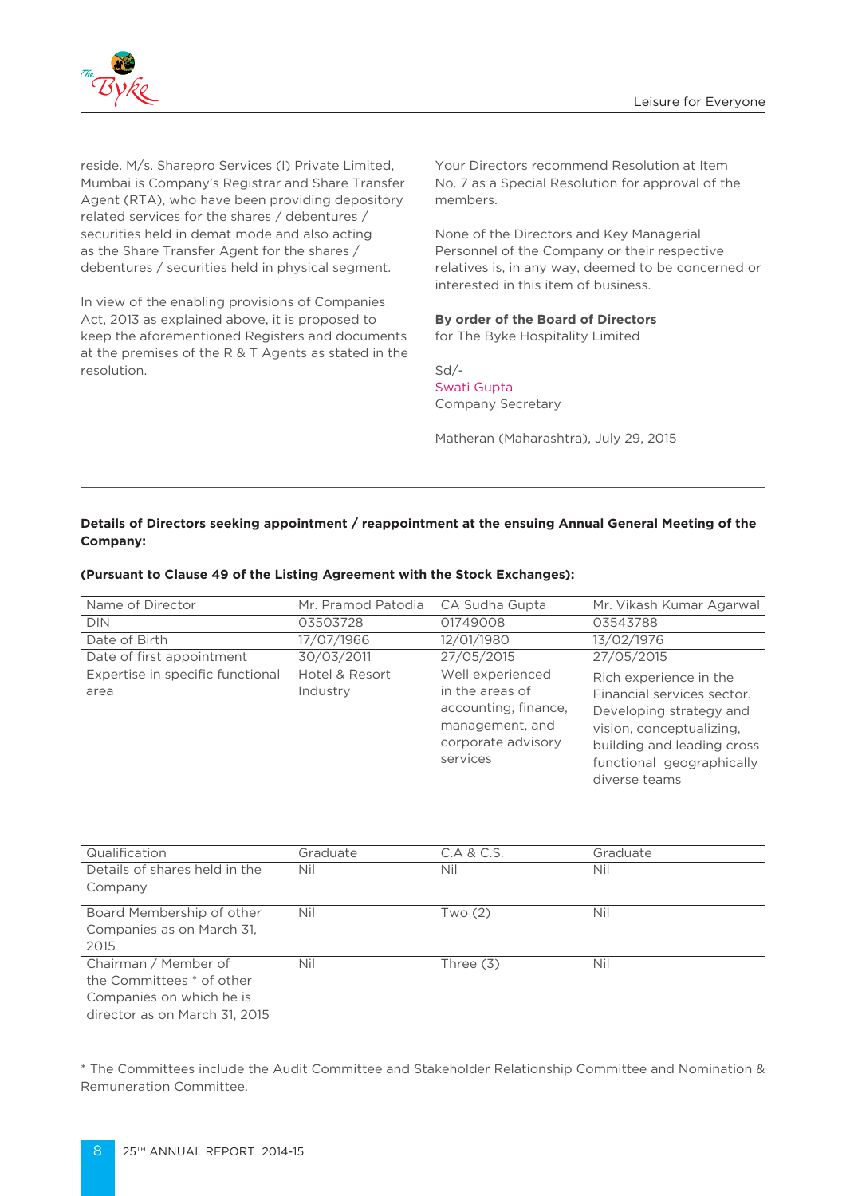reside. M/s. Sharepro Services (I) Private Limited, Mumbai is Company's Registrar and Share Transfer Agent (RTA), who have been providing depository related services for the shares / debentures / securities held in demat mode and also acting as the Share Transfer Agent for the shares / debentures / securities held in physical segment.

In view of the enabling provisions of Companies Act, 2013 as explained above, it is proposed to keep the aforementioned Registers and documents at the premises of the R & T Agents as stated in the resolution.

Your Directors recommend Resolution at Item No. 7 as a Special Resolution for approval of the members.

None of the Directors and Key Managerial Personnel of the Company or their respective relatives is, in any way, deemed to be concerned or interested in this item of business.

**By order of the Board of Directors**
for The Byke Hospitality Limited

Sd/-
Swati Gupta
Company Secretary

Matheran (Maharashtra), July 29, 2015

**Details of Directors seeking appointment / reappointment at the ensuing Annual General Meeting of the Company:**

**(Pursuant to Clause 49 of the Listing Agreement with the Stock Exchanges):**

| Name of Director | Mr. Pramod Patodia | CA Sudha Gupta | Mr. Vikash Kumar Agarwal |
|---|---|---|---|
| DIN | 03503728 | 01749008 | 03543788 |
| Date of Birth | 17/07/1966 | 12/01/1980 | 13/02/1976 |
| Date of first appointment | 30/03/2011 | 27/05/2015 | 27/05/2015 |
| Expertise in specific functional area | Hotel & Resort Industry | Well experienced in the areas of accounting, finance, management, and corporate advisory services | Rich experience in the Financial services sector. Developing strategy and vision, conceptualizing, building and leading cross functional geographically diverse teams |
| Qualification | Graduate | C.A & C.S. | Graduate |
| Details of shares held in the Company | Nil | Nil | Nil |
| Board Membership of other Companies as on March 31, 2015 | Nil | Two (2) | Nil |
| Chairman / Member of the Committees * of other Companies on which he is director as on March 31, 2015 | Nil | Three (3) | Nil |

* The Committees include the Audit Committee and Stakeholder Relationship Committee and Nomination & Remuneration Committee.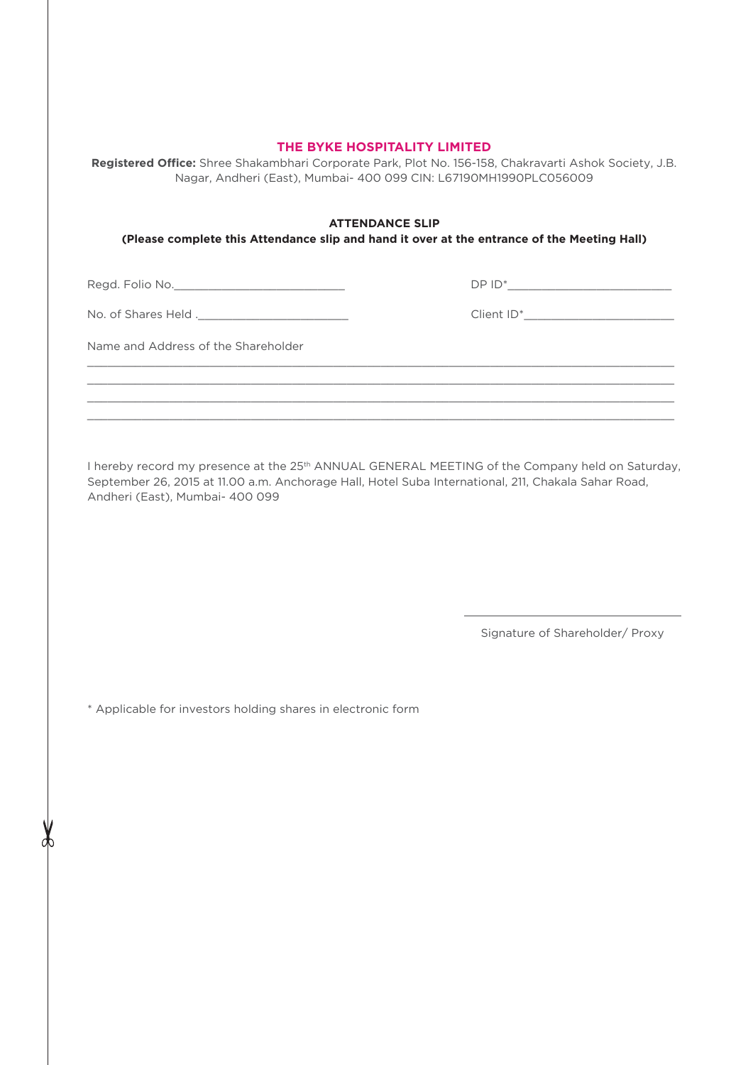# THE BYKE HOSPITALITY LIMITED

**Registered Office:** Shree Shakambhari Corporate Park, Plot No. 156-158, Chakravarti Ashok Society, J.B. Nagar, Andheri (East), Mumbai- 400 099 CIN: L67190MH1990PLC056009

## ATTENDANCE SLIP

**(Please complete this Attendance slip and hand it over at the entrance of the Meeting Hall)**

Regd. Folio No.__________________________ DP ID*__________________________

No. of Shares Held .________________________ Client ID*________________________

Name and Address of the Shareholder

__________________________________________________________________________________________

__________________________________________________________________________________________

__________________________________________________________________________________________

__________________________________________________________________________________________

I hereby record my presence at the 25th ANNUAL GENERAL MEETING of the Company held on Saturday, September 26, 2015 at 11.00 a.m. Anchorage Hall, Hotel Suba International, 211, Chakala Sahar Road, Andheri (East), Mumbai- 400 099

__________________________________

Signature of Shareholder/ Proxy

* Applicable for investors holding shares in electronic form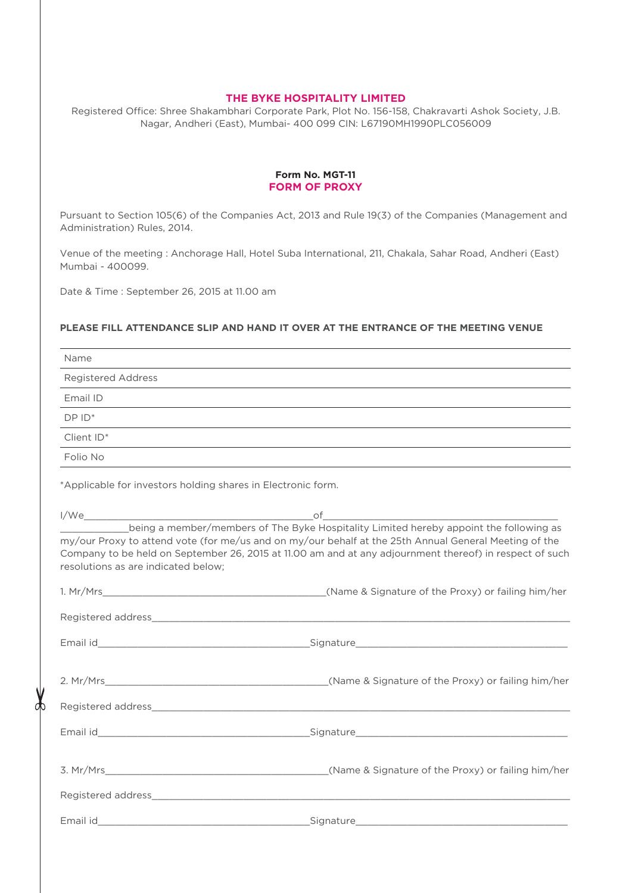# THE BYKE HOSPITALITY LIMITED

Registered Office: Shree Shakambhari Corporate Park, Plot No. 156-158, Chakravarti Ashok Society, J.B. Nagar, Andheri (East), Mumbai- 400 099 CIN: L67190MH1990PLC056009

**Form No. MGT-11**

## FORM OF PROXY

Pursuant to Section 105(6) of the Companies Act, 2013 and Rule 19(3) of the Companies (Management and Administration) Rules, 2014.

Venue of the meeting : Anchorage Hall, Hotel Suba International, 211, Chakala, Sahar Road, Andheri (East) Mumbai - 400099.

Date & Time : September 26, 2015 at 11.00 am

**PLEASE FILL ATTENDANCE SLIP AND HAND IT OVER AT THE ENTRANCE OF THE MEETING VENUE**

| Name |
|---|
| Registered Address |
| Email ID |
| DP ID* |
| Client ID* |
| Folio No |

*Applicable for investors holding shares in Electronic form.

I/We_________________________________________of_________________________________________ ____________being a member/members of The Byke Hospitality Limited hereby appoint the following as my/our Proxy to attend vote (for me/us and on my/our behalf at the 25th Annual General Meeting of the Company to be held on September 26, 2015 at 11.00 am and at any adjournment thereof) in respect of such resolutions as are indicated below;

1. Mr/Mrs_________________________________________(Name & Signature of the Proxy) or failing him/her

Registered address_________________________________________________________________________

Email id______________________________________Signature______________________________________

2. Mr/Mrs_________________________________________(Name & Signature of the Proxy) or failing him/her

Registered address_________________________________________________________________________

Email id______________________________________Signature______________________________________

3. Mr/Mrs_________________________________________(Name & Signature of the Proxy) or failing him/her

Registered address_________________________________________________________________________

Email id______________________________________Signature______________________________________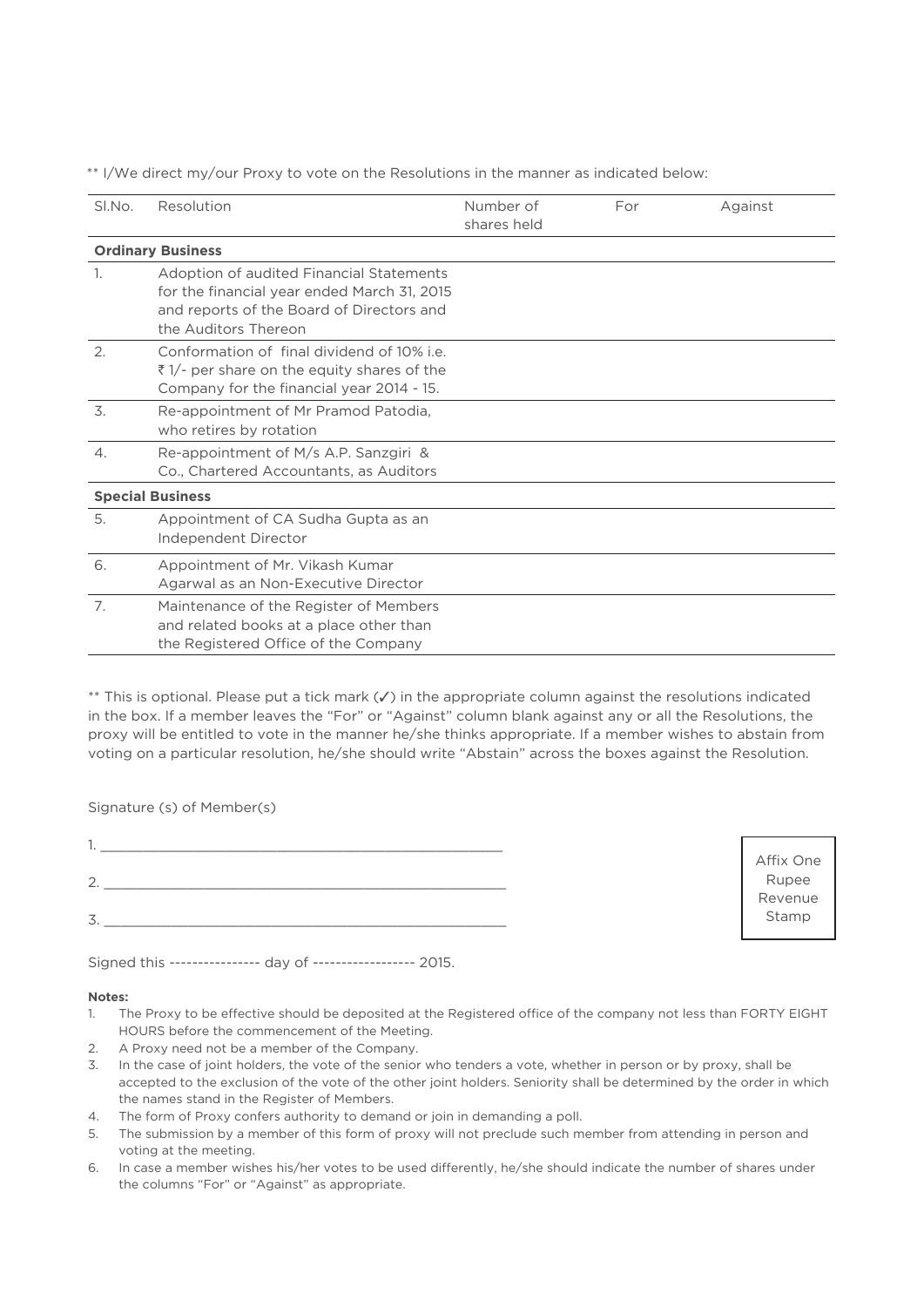** I/We direct my/our Proxy to vote on the Resolutions in the manner as indicated below:

| Sl.No. | Resolution | Number of shares held | For | Against |
|---|---|---|---|---|
| **Ordinary Business** | | | | |
| 1. | Adoption of audited Financial Statements for the financial year ended March 31, 2015 and reports of the Board of Directors and the Auditors Thereon | | | |
| 2. | Conformation of final dividend of 10% i.e. ₹ 1/- per share on the equity shares of the Company for the financial year 2014 - 15. | | | |
| 3. | Re-appointment of Mr Pramod Patodia, who retires by rotation | | | |
| 4. | Re-appointment of M/s A.P. Sanzgiri & Co., Chartered Accountants, as Auditors | | | |
| **Special Business** | | | | |
| 5. | Appointment of CA Sudha Gupta as an Independent Director | | | |
| 6. | Appointment of Mr. Vikash Kumar Agarwal as an Non-Executive Director | | | |
| 7. | Maintenance of the Register of Members and related books at a place other than the Registered Office of the Company | | | |

** This is optional. Please put a tick mark (✓) in the appropriate column against the resolutions indicated in the box. If a member leaves the "For" or "Against" column blank against any or all the Resolutions, the proxy will be entitled to vote in the manner he/she thinks appropriate. If a member wishes to abstain from voting on a particular resolution, he/she should write "Abstain" across the boxes against the Resolution.

Signature (s) of Member(s)

1. ______________________________________________

2. ______________________________________________

3. ______________________________________________

Affix One Rupee Revenue Stamp

Signed this ---------------- day of ------------------ 2015.

**Notes:**

1. The Proxy to be effective should be deposited at the Registered office of the company not less than FORTY EIGHT HOURS before the commencement of the Meeting.
2. A Proxy need not be a member of the Company.
3. In the case of joint holders, the vote of the senior who tenders a vote, whether in person or by proxy, shall be accepted to the exclusion of the vote of the other joint holders. Seniority shall be determined by the order in which the names stand in the Register of Members.
4. The form of Proxy confers authority to demand or join in demanding a poll.
5. The submission by a member of this form of proxy will not preclude such member from attending in person and voting at the meeting.
6. In case a member wishes his/her votes to be used differently, he/she should indicate the number of shares under the columns "For" or "Against" as appropriate.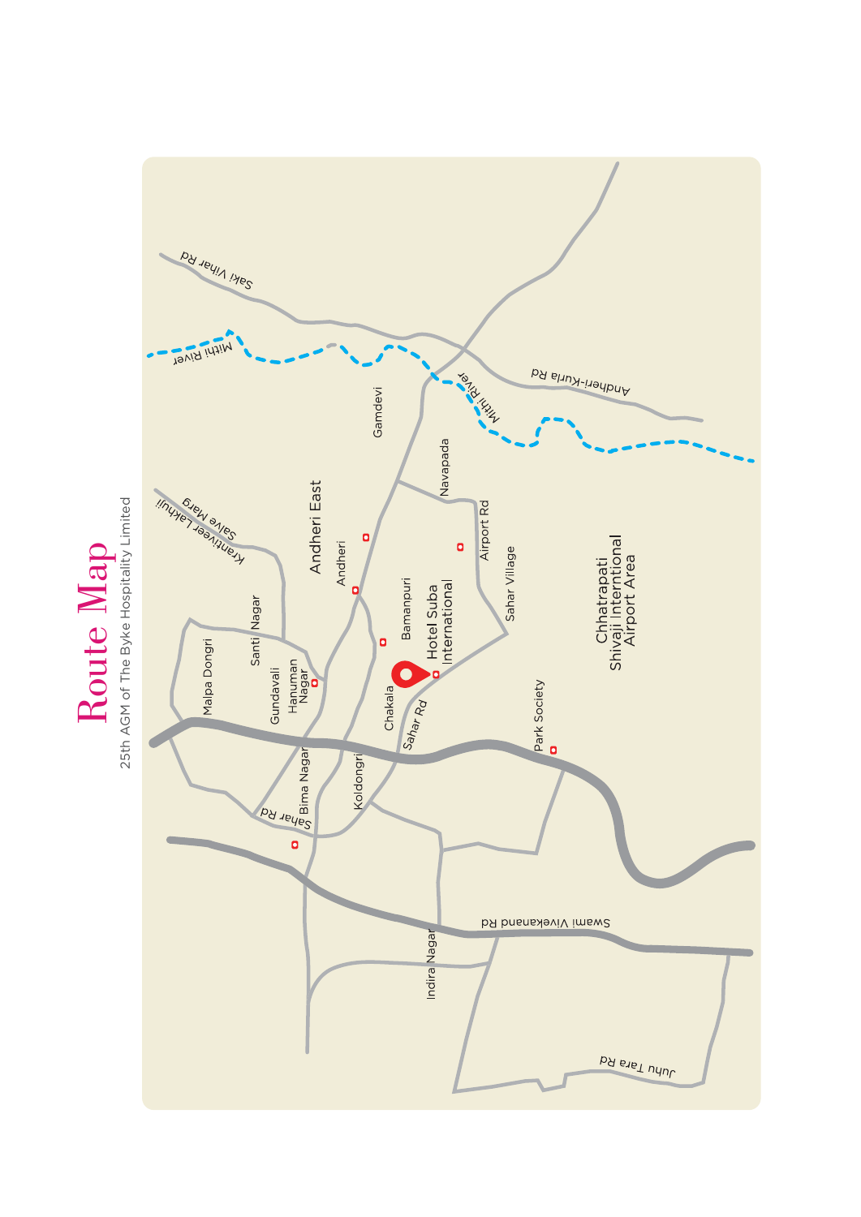# Route Map

25th AGM of The Byke Hospitality Limited

Saki Vihar Rd

Mithi River

Andheri-Kurla Rd

Gamdevi

Navapada

Salve Marg

Krantiveer Lakhuji

Andheri East

Andheri

Airport Rd

Sahar Village

Chhatrapati Shivaji Interntional Airport Area

Malpa Dongri

Santi Nagar

Gundavali

Hanuman Nagar

Bamanpuri

Hotel Suba International

Chakala

Sahar Rd

Park Society

Bima Nagar

Koldongri

Sahar Rd

Swami Vivekanand Rd

Indira Nagar

Juhu Tara Rd